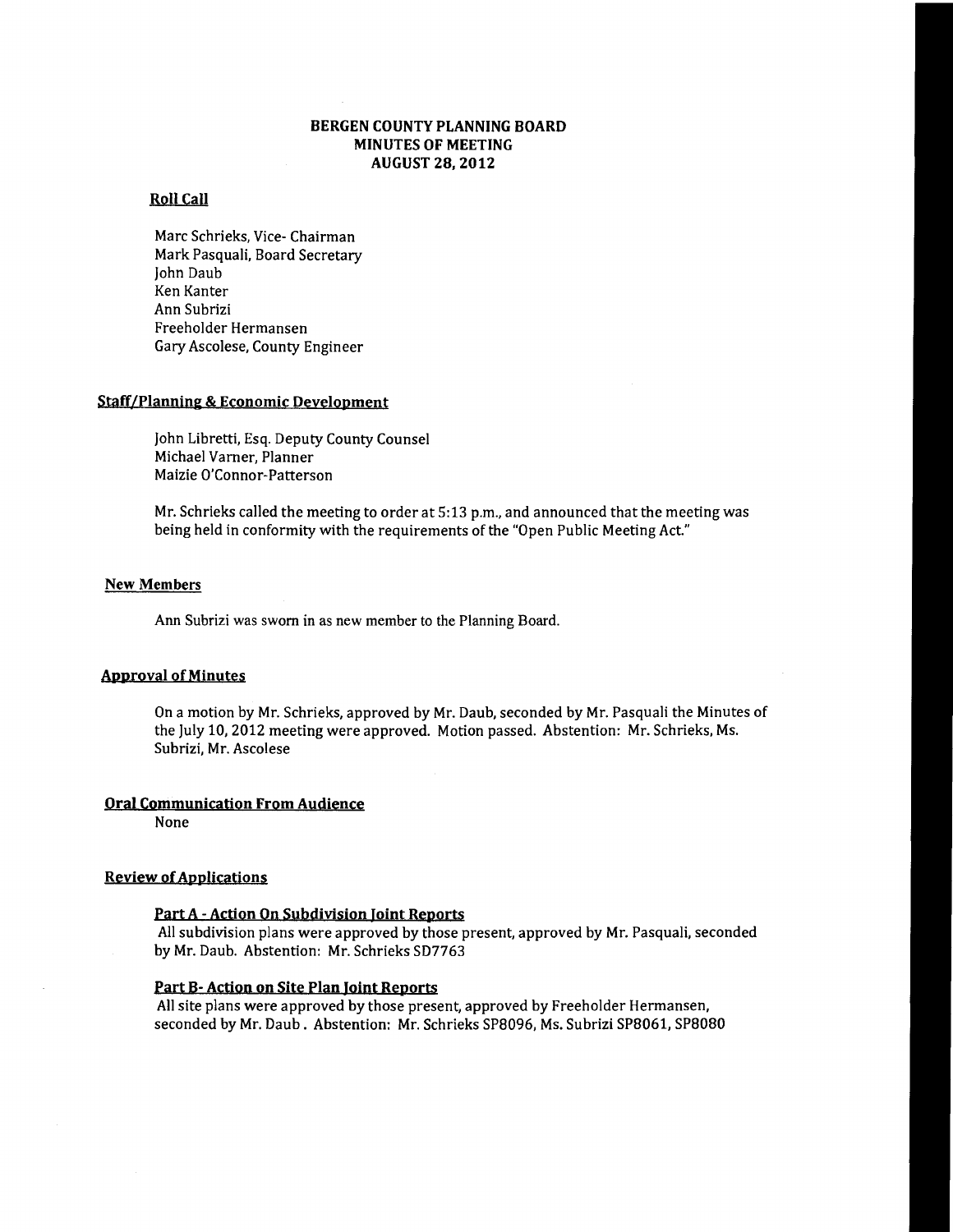# BERGEN COUNTY PLANNING BOARD
## MINUTES OF MEETING
## AUGUST 28, 2012

### Roll Call

Marc Schrieks, Vice- Chairman
Mark Pasquali, Board Secretary
John Daub
Ken Kanter
Ann Subrizi
Freeholder Hermansen
Gary Ascolese, County Engineer

### Staff/Planning & Economic Development

John Libretti, Esq. Deputy County Counsel
Michael Varner, Planner
Maizie O'Connor-Patterson

Mr. Schrieks called the meeting to order at 5:13 p.m., and announced that the meeting was being held in conformity with the requirements of the "Open Public Meeting Act."

### New Members

Ann Subrizi was sworn in as new member to the Planning Board.

### Approval of Minutes

On a motion by Mr. Schrieks, approved by Mr. Daub, seconded by Mr. Pasquali the Minutes of the July 10, 2012 meeting were approved. Motion passed. Abstention: Mr. Schrieks, Ms. Subrizi, Mr. Ascolese

### Oral Communication From Audience

None

### Review of Applications

#### Part A - Action On Subdivision Joint Reports

All subdivision plans were approved by those present, approved by Mr. Pasquali, seconded by Mr. Daub. Abstention: Mr. Schrieks SD7763

#### Part B- Action on Site Plan Joint Reports

All site plans were approved by those present, approved by Freeholder Hermansen, seconded by Mr. Daub. Abstention: Mr. Schrieks SP8096, Ms. Subrizi SP8061, SP8080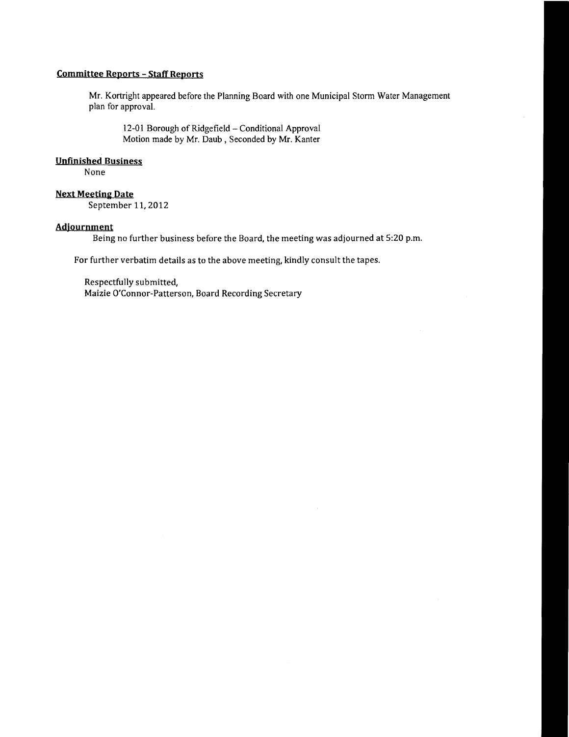## Committee Reports - Staff Reports

Mr. Kortright appeared before the Planning Board with one Municipal Storm Water Management plan for approval.

12-01 Borough of Ridgefield – Conditional Approval
Motion made by Mr. Daub , Seconded by Mr. Kanter

## Unfinished Business

None

## Next Meeting Date

September 11, 2012

## Adjournment

Being no further business before the Board, the meeting was adjourned at 5:20 p.m.

For further verbatim details as to the above meeting, kindly consult the tapes.

Respectfully submitted,
Maizie O'Connor-Patterson, Board Recording Secretary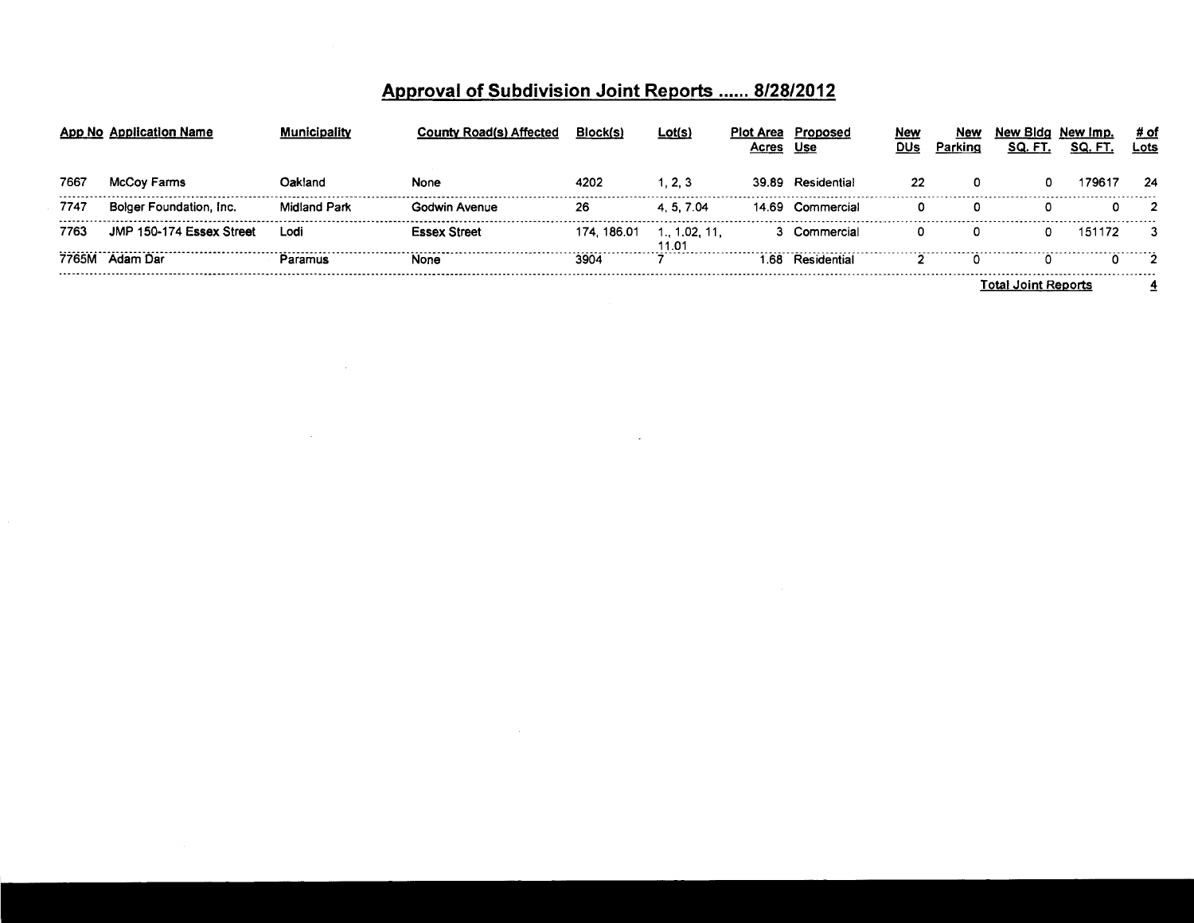## Approval of Subdivision Joint Reports ...... 8/28/2012

| App No | Application Name | Municipality | County Road(s) Affected | Block(s) | Lot(s) | Plot Area Acres | Proposed Use | New DUs | New Parking | New Bldg SQ. FT. | New Imp. SQ. FT. | # of Lots |
|---|---|---|---|---|---|---|---|---|---|---|---|---|
| 7667 | McCoy Farms | Oakland | None | 4202 | 1, 2, 3 | 39.89 | Residential | 22 | 0 | 0 | 179617 | 24 |
| 7747 | Bolger Foundation, Inc. | Midland Park | Godwin Avenue | 26 | 4, 5, 7.04 | 14.69 | Commercial | 0 | 0 | 0 | 0 | 2 |
| 7763 | JMP 150-174 Essex Street | Lodi | Essex Street | 174, 186.01 | 1., 1.02, 11, 11.01 | 3 | Commercial | 0 | 0 | 0 | 151172 | 3 |
| 7765M | Adam Dar | Paramus | None | 3904 | 7 | 1.68 | Residential | 2 | 0 | 0 | 0 | 2 |
| | | | | | | | | | | Total Joint Reports | | 4 |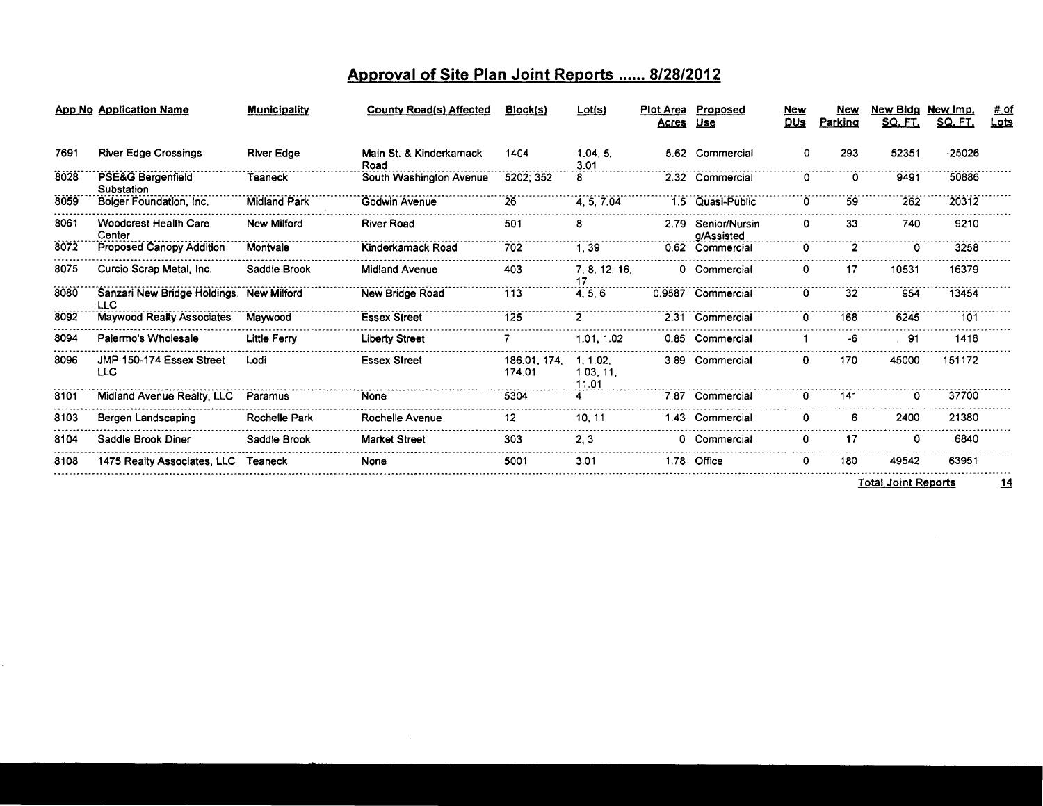# Approval of Site Plan Joint Reports ...... 8/28/2012

| App No | Application Name | Municipality | County Road(s) Affected | Block(s) | Lot(s) | Plot Area Acres | Proposed Use | New DUs | New Parking | New Bldg SQ. FT. | New Imp. SQ. FT. | # of Lots |
|---|---|---|---|---|---|---|---|---|---|---|---|---|
| 7691 | River Edge Crossings | River Edge | Main St. & Kinderkamack Road | 1404 | 1.04, 5, 3.01 | 5.62 | Commercial | 0 | 293 | 52351 | -25026 | |
| 8028 | PSE&G Bergenfield Substation | Teaneck | South Washington Avenue | 5202; 352 | 8 | 2.32 | Commercial | 0 | 0 | 9491 | 50886 | |
| 8059 | Bolger Foundation, Inc. | Midland Park | Godwin Avenue | 26 | 4, 5, 7.04 | 1.5 | Quasi-Public | 0 | 59 | 262 | 20312 | |
| 8061 | Woodcrest Health Care Center | New Milford | River Road | 501 | 8 | 2.79 | Senior/Nursing/Assisted | 0 | 33 | 740 | 9210 | |
| 8072 | Proposed Canopy Addition | Montvale | Kinderkamack Road | 702 | 1, 39 | 0.62 | Commercial | 0 | 2 | 0 | 3258 | |
| 8075 | Curcio Scrap Metal, Inc. | Saddle Brook | Midland Avenue | 403 | 7, 8, 12, 16, 17 | 0 | Commercial | 0 | 17 | 10531 | 16379 | |
| 8080 | Sanzari New Bridge Holdings, LLC | New Milford | New Bridge Road | 113 | 4, 5, 6 | 0.9587 | Commercial | 0 | 32 | 954 | 13454 | |
| 8092 | Maywood Realty Associates | Maywood | Essex Street | 125 | 2 | 2.31 | Commercial | 0 | 168 | 6245 | 101 | |
| 8094 | Palermo's Wholesale | Little Ferry | Liberty Street | 7 | 1.01, 1.02 | 0.85 | Commercial | 1 | -6 | 91 | 1418 | |
| 8096 | JMP 150-174 Essex Street LLC | Lodi | Essex Street | 186.01, 174, 174.01 | 1, 1.02, 1.03, 11, 11.01 | 3.89 | Commercial | 0 | 170 | 45000 | 151172 | |
| 8101 | Midland Avenue Realty, LLC | Paramus | None | 5304 | 4 | 7.87 | Commercial | 0 | 141 | 0 | 37700 | |
| 8103 | Bergen Landscaping | Rochelle Park | Rochelle Avenue | 12 | 10, 11 | 1.43 | Commercial | 0 | 6 | 2400 | 21380 | |
| 8104 | Saddle Brook Diner | Saddle Brook | Market Street | 303 | 2, 3 | 0 | Commercial | 0 | 17 | 0 | 6840 | |
| 8108 | 1475 Realty Associates, LLC | Teaneck | None | 5001 | 3.01 | 1.78 | Office | 0 | 180 | 49542 | 63951 | |
| | | | | | | | | | | **Total Joint Reports** | | **14** |